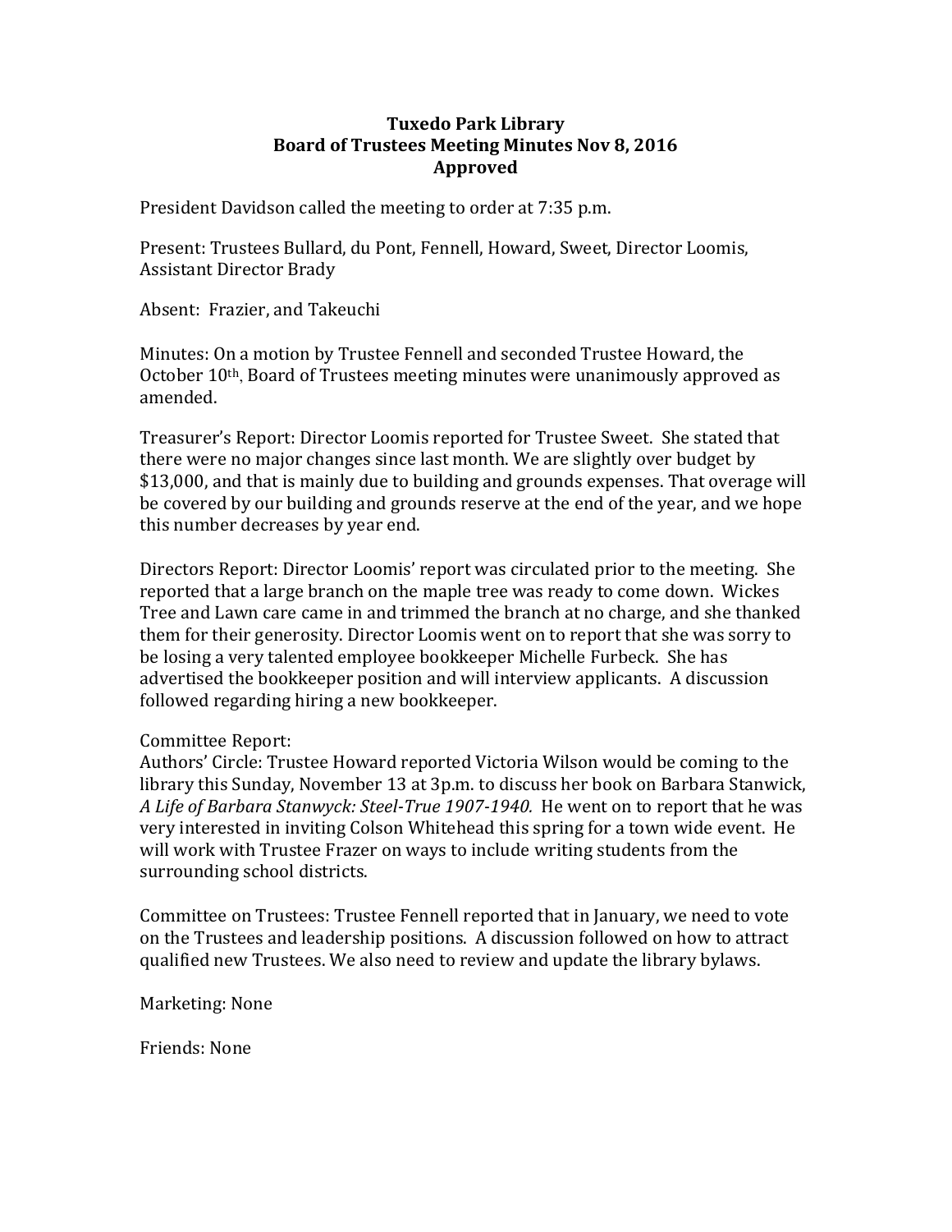# Tuxedo Park Library
## Board of Trustees Meeting Minutes Nov 8, 2016
## Approved

President Davidson called the meeting to order at 7:35 p.m.

Present: Trustees Bullard, du Pont, Fennell, Howard, Sweet, Director Loomis, Assistant Director Brady

Absent: Frazier, and Takeuchi

Minutes: On a motion by Trustee Fennell and seconded Trustee Howard, the October 10th, Board of Trustees meeting minutes were unanimously approved as amended.

Treasurer's Report: Director Loomis reported for Trustee Sweet. She stated that there were no major changes since last month. We are slightly over budget by $13,000, and that is mainly due to building and grounds expenses. That overage will be covered by our building and grounds reserve at the end of the year, and we hope this number decreases by year end.

Directors Report: Director Loomis' report was circulated prior to the meeting. She reported that a large branch on the maple tree was ready to come down. Wickes Tree and Lawn care came in and trimmed the branch at no charge, and she thanked them for their generosity. Director Loomis went on to report that she was sorry to be losing a very talented employee bookkeeper Michelle Furbeck. She has advertised the bookkeeper position and will interview applicants. A discussion followed regarding hiring a new bookkeeper.

Committee Report:
Authors' Circle: Trustee Howard reported Victoria Wilson would be coming to the library this Sunday, November 13 at 3p.m. to discuss her book on Barbara Stanwick, *A Life of Barbara Stanwyck: Steel-True 1907-1940.* He went on to report that he was very interested in inviting Colson Whitehead this spring for a town wide event. He will work with Trustee Frazer on ways to include writing students from the surrounding school districts.

Committee on Trustees: Trustee Fennell reported that in January, we need to vote on the Trustees and leadership positions. A discussion followed on how to attract qualified new Trustees. We also need to review and update the library bylaws.

Marketing: None

Friends: None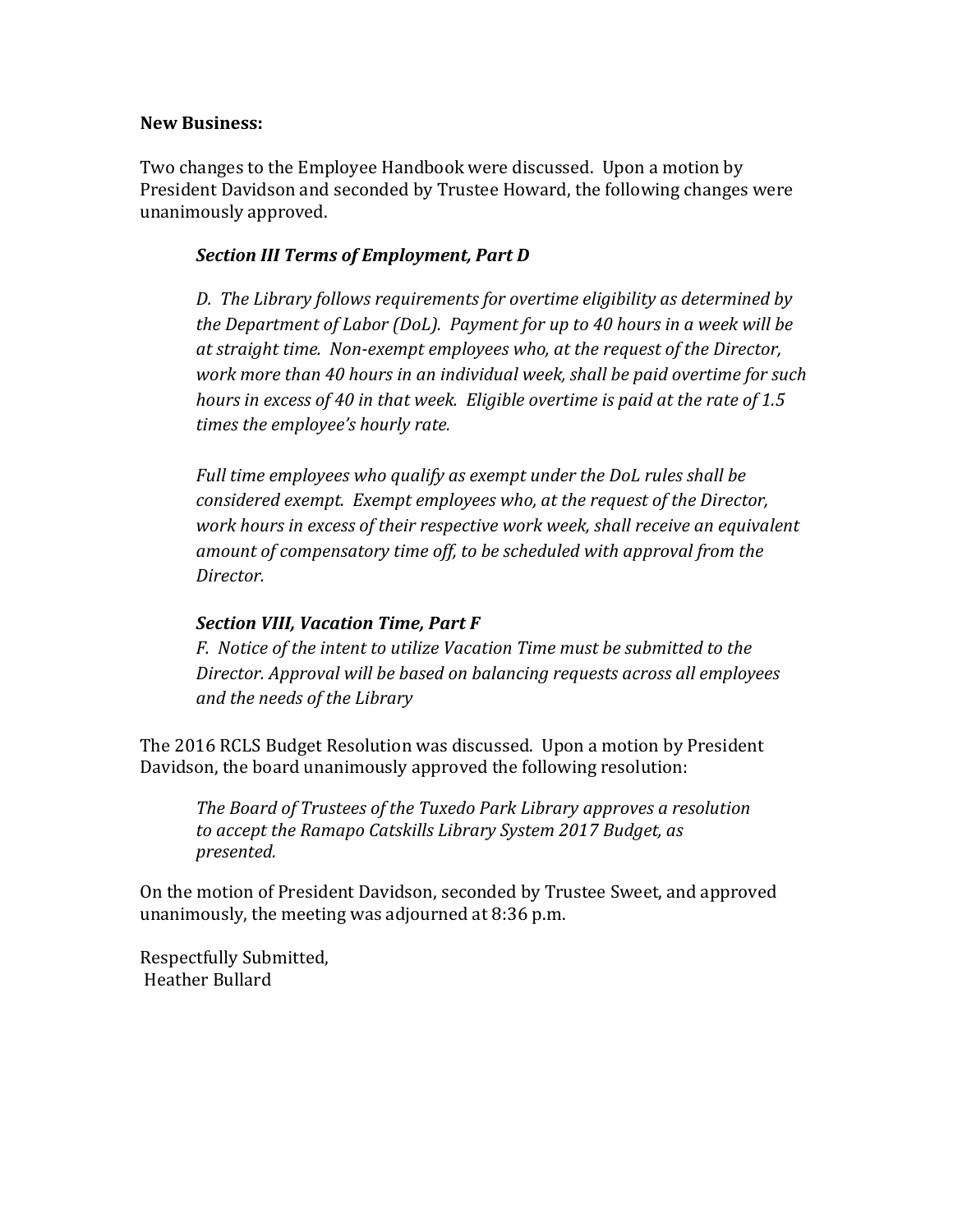**New Business:**

Two changes to the Employee Handbook were discussed. Upon a motion by President Davidson and seconded by Trustee Howard, the following changes were unanimously approved.

> ***Section III Terms of Employment, Part D***
>
> *D. The Library follows requirements for overtime eligibility as determined by the Department of Labor (DoL). Payment for up to 40 hours in a week will be at straight time. Non-exempt employees who, at the request of the Director, work more than 40 hours in an individual week, shall be paid overtime for such hours in excess of 40 in that week. Eligible overtime is paid at the rate of 1.5 times the employee's hourly rate.*
>
> *Full time employees who qualify as exempt under the DoL rules shall be considered exempt. Exempt employees who, at the request of the Director, work hours in excess of their respective work week, shall receive an equivalent amount of compensatory time off, to be scheduled with approval from the Director.*
>
> ***Section VIII, Vacation Time, Part F***
>
> *F. Notice of the intent to utilize Vacation Time must be submitted to the Director. Approval will be based on balancing requests across all employees and the needs of the Library*

The 2016 RCLS Budget Resolution was discussed. Upon a motion by President Davidson, the board unanimously approved the following resolution:

> *The Board of Trustees of the Tuxedo Park Library approves a resolution to accept the Ramapo Catskills Library System 2017 Budget, as presented.*

On the motion of President Davidson, seconded by Trustee Sweet, and approved unanimously, the meeting was adjourned at 8:36 p.m.

Respectfully Submitted,
Heather Bullard